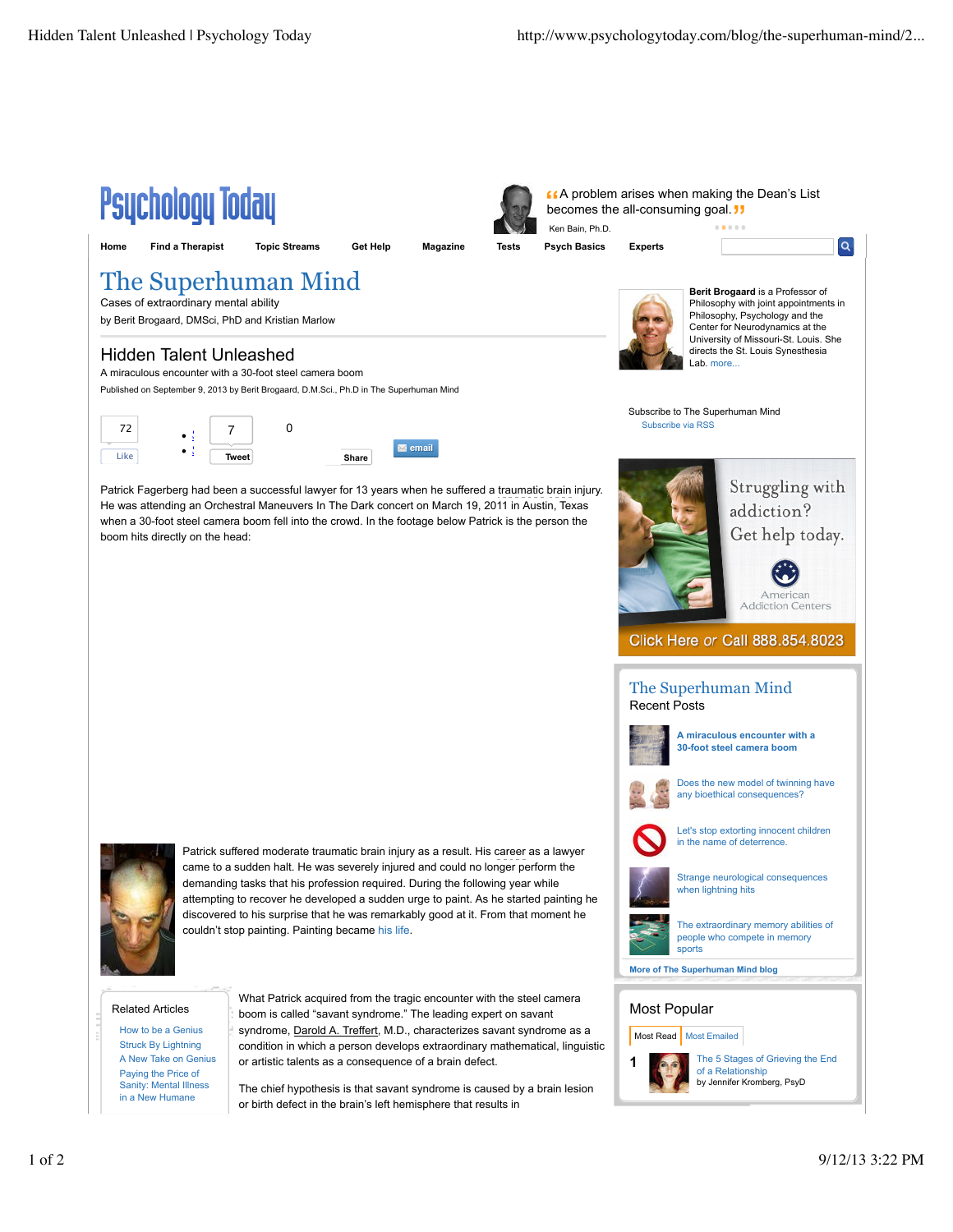# The Superhuman Mind

Cases of extraordinary mental ability

by Berit Brogaard, DMSci, PhD and Kristian Marlow

## Hidden Talent Unleashed

A miraculous encounter with a 30-foot steel camera boom

Published on September 9, 2013 by Berit Brogaard, D.M.Sci., Ph.D in The Superhuman Mind

Patrick Fagerberg had been a successful lawyer for 13 years when he suffered a traumatic brain injury. He was attending an Orchestral Maneuvers In The Dark concert on March 19, 2011 in Austin, Texas when a 30-foot steel camera boom fell into the crowd. In the footage below Patrick is the person the boom hits directly on the head:

Patrick suffered moderate traumatic brain injury as a result. His career as a lawyer came to a sudden halt. He was severely injured and could no longer perform the demanding tasks that his profession required. During the following year while attempting to recover he developed a sudden urge to paint. As he started painting he discovered to his surprise that he was remarkably good at it. From that moment he couldn't stop painting. Painting became his life.

What Patrick acquired from the tragic encounter with the steel camera boom is called "savant syndrome." The leading expert on savant syndrome, Darold A. Treffert, M.D., characterizes savant syndrome as a condition in which a person develops extraordinary mathematical, linguistic or artistic talents as a consequence of a brain defect.

The chief hypothesis is that savant syndrome is caused by a brain lesion or birth defect in the brain's left hemisphere that results in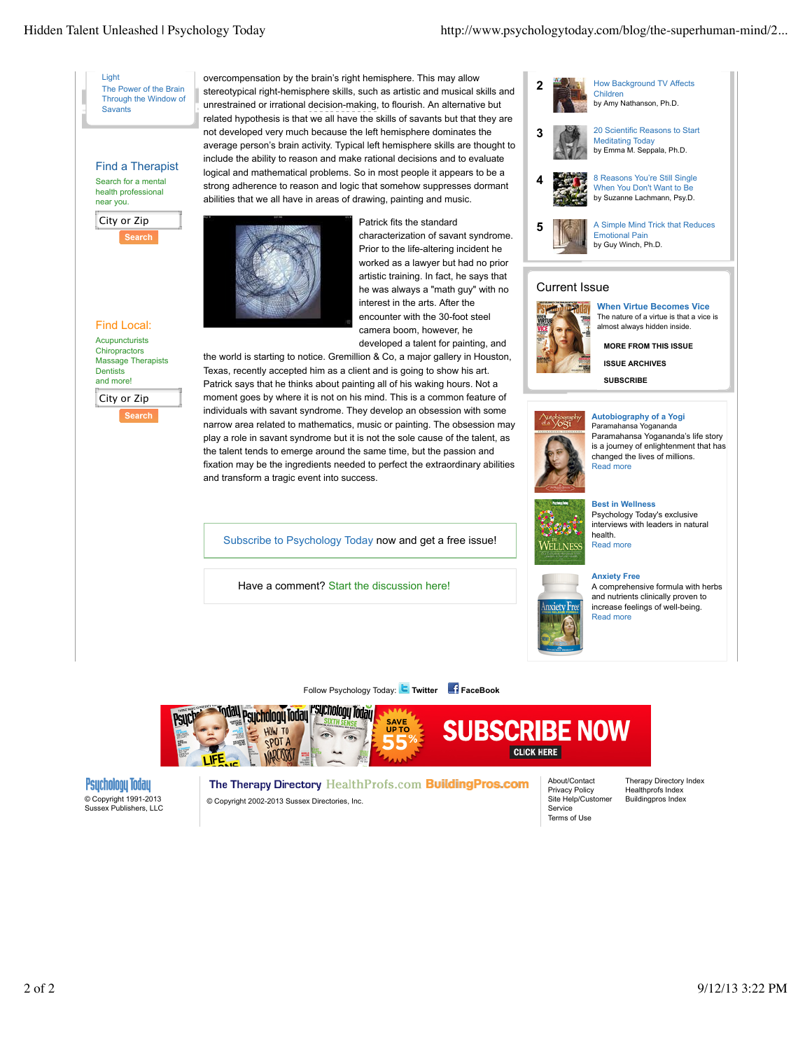overcompensation by the brain's right hemisphere. This may allow stereotypical right-hemisphere skills, such as artistic and musical skills and unrestrained or irrational decision-making, to flourish. An alternative but related hypothesis is that we all have the skills of savants but that they are not developed very much because the left hemisphere dominates the average person's brain activity. Typical left hemisphere skills are thought to include the ability to reason and make rational decisions and to evaluate logical and mathematical problems. So in most people it appears to be a strong adherence to reason and logic that somehow suppresses dormant abilities that we all have in areas of drawing, painting and music.

Patrick fits the standard characterization of savant syndrome. Prior to the life-altering incident he worked as a lawyer but had no prior artistic training. In fact, he says that he was always a "math guy" with no interest in the arts. After the encounter with the 30-foot steel camera boom, however, he developed a talent for painting, and the world is starting to notice. Gremillion & Co, a major gallery in Houston, Texas, recently accepted him as a client and is going to show his art. Patrick says that he thinks about painting all of his waking hours. Not a moment goes by where it is not on his mind. This is a common feature of individuals with savant syndrome. They develop an obsession with some narrow area related to mathematics, music or painting. The obsession may play a role in savant syndrome but it is not the sole cause of the talent, as the talent tends to emerge around the same time, but the passion and fixation may be the ingredients needed to perfect the extraordinary abilities and transform a tragic event into success.

Subscribe to Psychology Today now and get a free issue!

Have a comment? Start the discussion here!